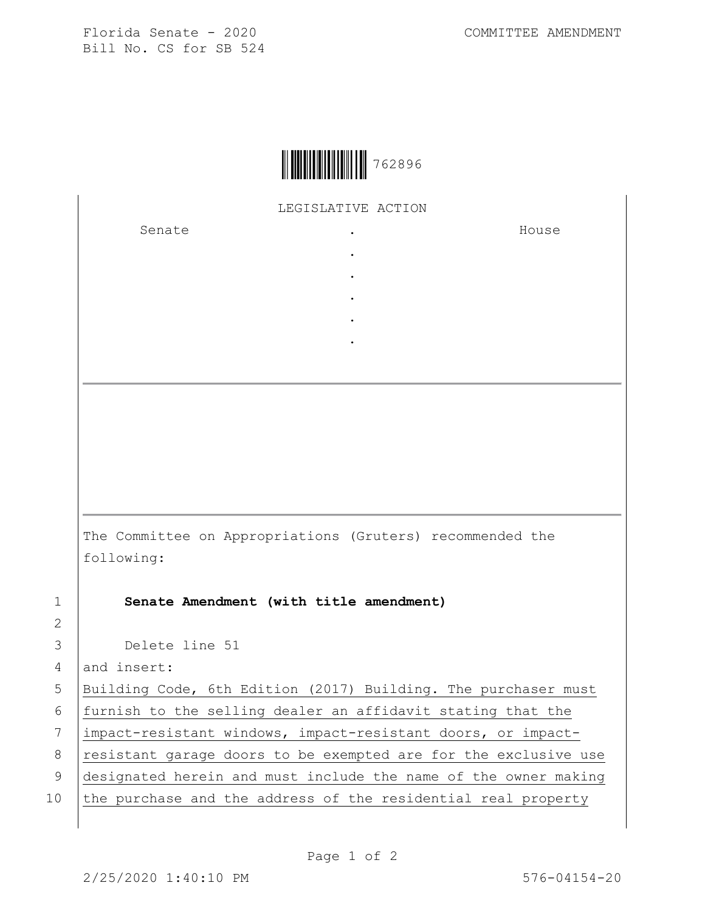Florida Senate - 2020
Bill No. CS for SB 524

COMMITTEE AMENDMENT

762896

LEGISLATIVE ACTION

| Senate | . | House |
|---|---|---|
| | . | |
| | . | |
| | . | |
| | . | |
| | . | |

The Committee on Appropriations (Gruters) recommended the following:

**Senate Amendment (with title amendment)**

Delete line 51

and insert:

Building Code, 6th Edition (2017) Building. The purchaser must furnish to the selling dealer an affidavit stating that the impact-resistant windows, impact-resistant doors, or impact-resistant garage doors to be exempted are for the exclusive use designated herein and must include the name of the owner making the purchase and the address of the residential real property

2/25/2020 1:40:10 PM 576-04154-20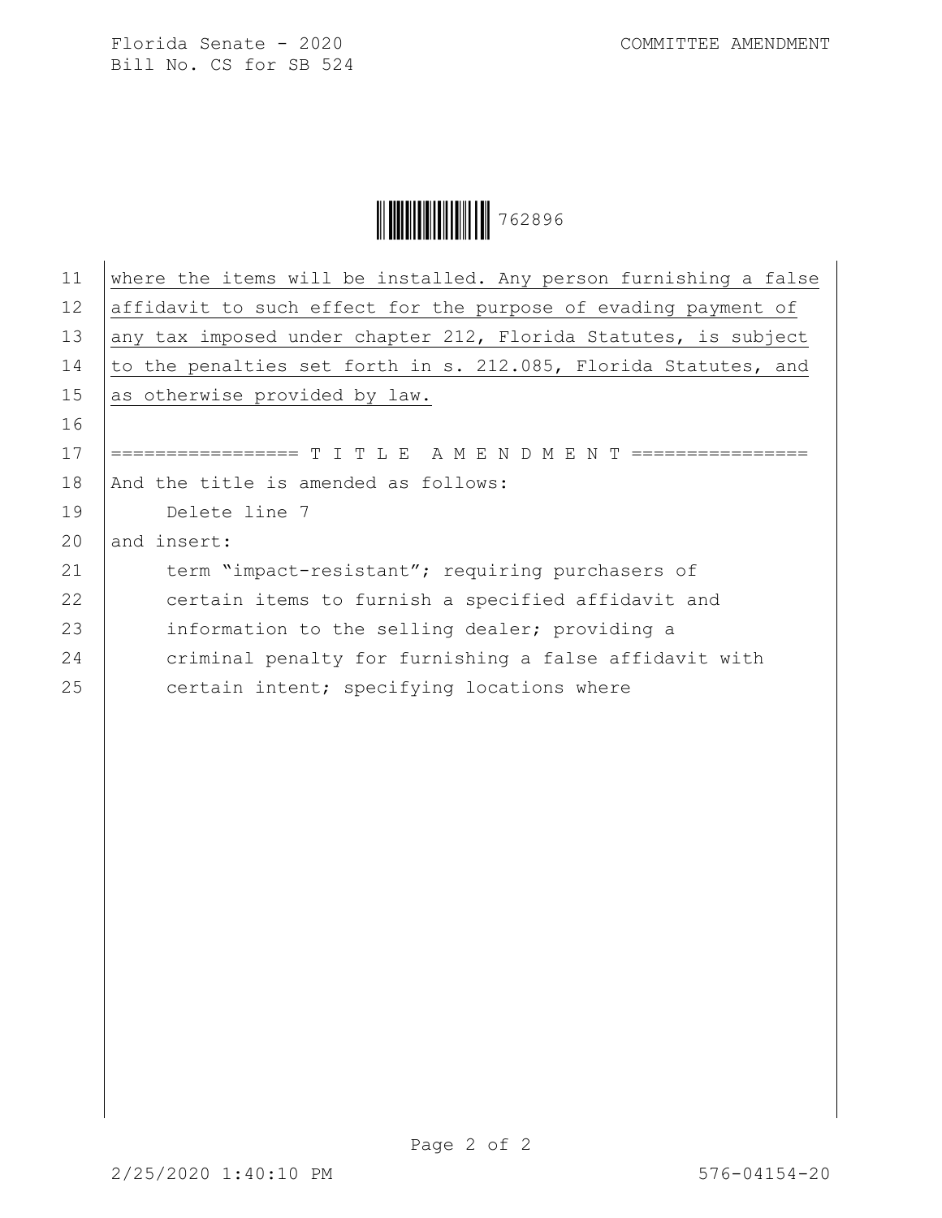where the items will be installed. Any person furnishing a false affidavit to such effect for the purpose of evading payment of any tax imposed under chapter 212, Florida Statutes, is subject to the penalties set forth in s. 212.085, Florida Statutes, and as otherwise provided by law.

================= T I T L E A M E N D M E N T ================

And the title is amended as follows:

Delete line 7

and insert:

term "impact-resistant"; requiring purchasers of certain items to furnish a specified affidavit and information to the selling dealer; providing a criminal penalty for furnishing a false affidavit with certain intent; specifying locations where